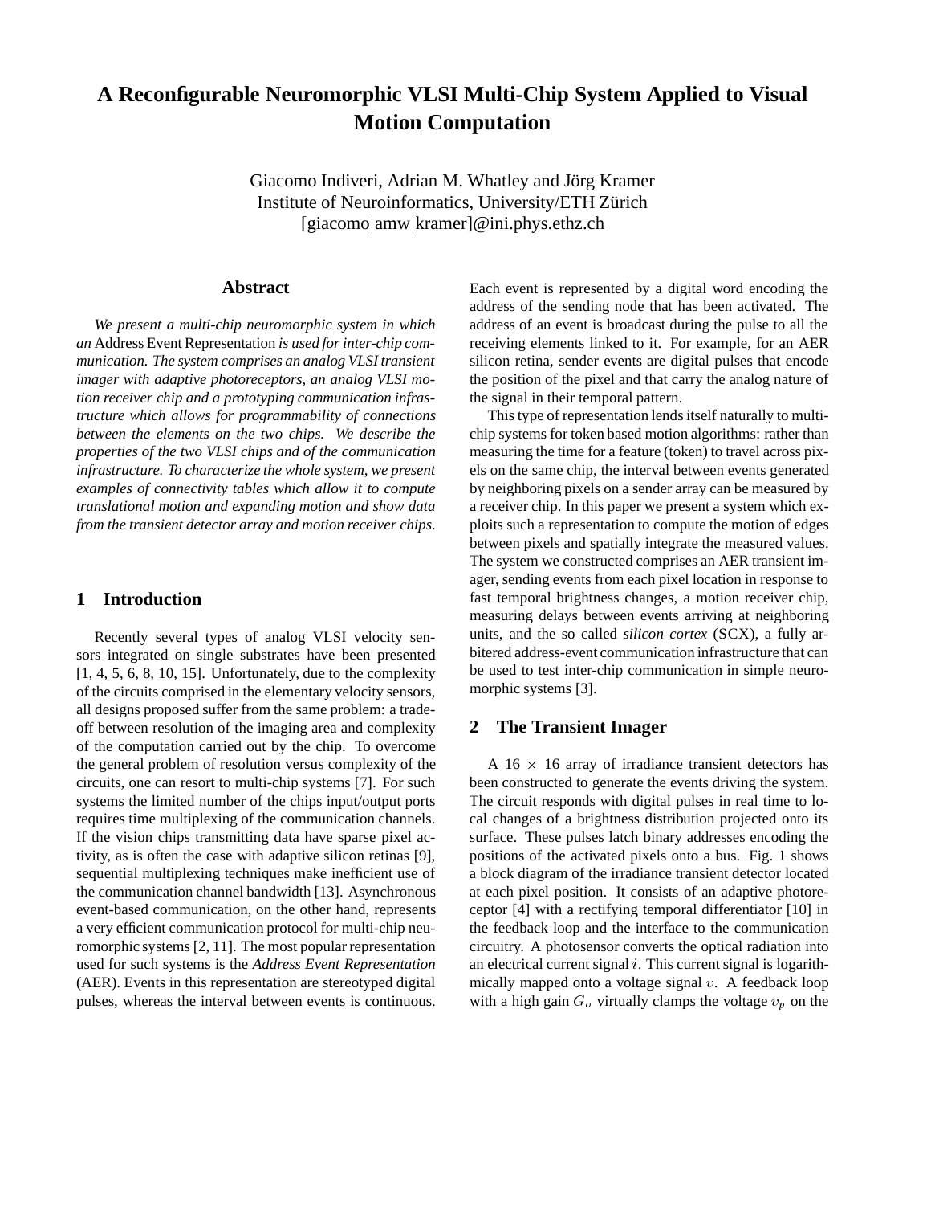# A Reconfigurable Neuromorphic VLSI Multi-Chip System Applied to Visual Motion Computation

Giacomo Indiveri, Adrian M. Whatley and Jörg Kramer
Institute of Neuroinformatics, University/ETH Zürich
[giacomo|amw|kramer]@ini.phys.ethz.ch

## Abstract

*We present a multi-chip neuromorphic system in which an* Address Event Representation *is used for inter-chip communication. The system comprises an analog VLSI transient imager with adaptive photoreceptors, an analog VLSI motion receiver chip and a prototyping communication infrastructure which allows for programmability of connections between the elements on the two chips. We describe the properties of the two VLSI chips and of the communication infrastructure. To characterize the whole system, we present examples of connectivity tables which allow it to compute translational motion and expanding motion and show data from the transient detector array and motion receiver chips.*

## 1 Introduction

Recently several types of analog VLSI velocity sensors integrated on single substrates have been presented [1, 4, 5, 6, 8, 10, 15]. Unfortunately, due to the complexity of the circuits comprised in the elementary velocity sensors, all designs proposed suffer from the same problem: a tradeoff between resolution of the imaging area and complexity of the computation carried out by the chip. To overcome the general problem of resolution versus complexity of the circuits, one can resort to multi-chip systems [7]. For such systems the limited number of the chips input/output ports requires time multiplexing of the communication channels. If the vision chips transmitting data have sparse pixel activity, as is often the case with adaptive silicon retinas [9], sequential multiplexing techniques make inefficient use of the communication channel bandwidth [13]. Asynchronous event-based communication, on the other hand, represents a very efficient communication protocol for multi-chip neuromorphic systems [2, 11]. The most popular representation used for such systems is the *Address Event Representation* (AER). Events in this representation are stereotyped digital pulses, whereas the interval between events is continuous. Each event is represented by a digital word encoding the address of the sending node that has been activated. The address of an event is broadcast during the pulse to all the receiving elements linked to it. For example, for an AER silicon retina, sender events are digital pulses that encode the position of the pixel and that carry the analog nature of the signal in their temporal pattern.

This type of representation lends itself naturally to multichip systems for token based motion algorithms: rather than measuring the time for a feature (token) to travel across pixels on the same chip, the interval between events generated by neighboring pixels on a sender array can be measured by a receiver chip. In this paper we present a system which exploits such a representation to compute the motion of edges between pixels and spatially integrate the measured values. The system we constructed comprises an AER transient imager, sending events from each pixel location in response to fast temporal brightness changes, a motion receiver chip, measuring delays between events arriving at neighboring units, and the so called *silicon cortex* (SCX), a fully arbitered address-event communication infrastructure that can be used to test inter-chip communication in simple neuromorphic systems [3].

## 2 The Transient Imager

A $16 \times 16$ array of irradiance transient detectors has been constructed to generate the events driving the system. The circuit responds with digital pulses in real time to local changes of a brightness distribution projected onto its surface. These pulses latch binary addresses encoding the positions of the activated pixels onto a bus. Fig. 1 shows a block diagram of the irradiance transient detector located at each pixel position. It consists of an adaptive photoreceptor [4] with a rectifying temporal differentiator [10] in the feedback loop and the interface to the communication circuitry. A photosensor converts the optical radiation into an electrical current signal $i$. This current signal is logarithmically mapped onto a voltage signal $v$. A feedback loop with a high gain $G_o$ virtually clamps the voltage $v_p$ on the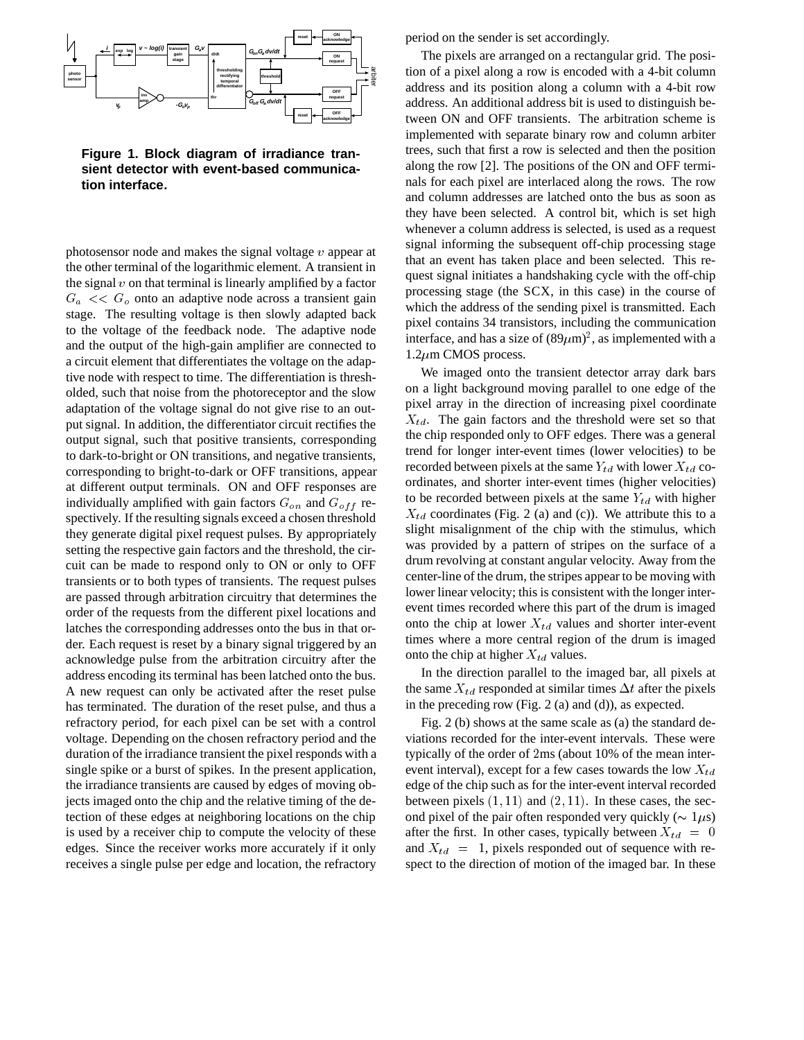photo sensor

$i$

exp log

$v \sim log(i)$

transient gain stage

$G_a v$

d/dt

thresholding rectifying temporal differentiator

thr

$G_{on} G_a dv/dt$

$G_{off} G_a dv/dt$

threshold

reset

ON acknowledge

ON request

OFF request

reset

OFF acknowledge

arbiter

inv amp

$v_p$

$-G_o v_p$

**Figure 1. Block diagram of irradiance transient detector with event-based communication interface.**

photosensor node and makes the signal voltage $v$ appear at the other terminal of the logarithmic element. A transient in the signal $v$ on that terminal is linearly amplified by a factor $G_a << G_o$ onto an adaptive node across a transient gain stage. The resulting voltage is then slowly adapted back to the voltage of the feedback node. The adaptive node and the output of the high-gain amplifier are connected to a circuit element that differentiates the voltage on the adaptive node with respect to time. The differentiation is thresholded, such that noise from the photoreceptor and the slow adaptation of the voltage signal do not give rise to an output signal. In addition, the differentiator circuit rectifies the output signal, such that positive transients, corresponding to dark-to-bright or ON transitions, and negative transients, corresponding to bright-to-dark or OFF transitions, appear at different output terminals. ON and OFF responses are individually amplified with gain factors $G_{on}$ and $G_{off}$ respectively. If the resulting signals exceed a chosen threshold they generate digital pixel request pulses. By appropriately setting the respective gain factors and the threshold, the circuit can be made to respond only to ON or only to OFF transients or to both types of transients. The request pulses are passed through arbitration circuitry that determines the order of the requests from the different pixel locations and latches the corresponding addresses onto the bus in that order. Each request is reset by a binary signal triggered by an acknowledge pulse from the arbitration circuitry after the address encoding its terminal has been latched onto the bus. A new request can only be activated after the reset pulse has terminated. The duration of the reset pulse, and thus a refractory period, for each pixel can be set with a control voltage. Depending on the chosen refractory period and the duration of the irradiance transient the pixel responds with a single spike or a burst of spikes. In the present application, the irradiance transients are caused by edges of moving objects imaged onto the chip and the relative timing of the detection of these edges at neighboring locations on the chip is used by a receiver chip to compute the velocity of these edges. Since the receiver works more accurately if it only receives a single pulse per edge and location, the refractory period on the sender is set accordingly.

The pixels are arranged on a rectangular grid. The position of a pixel along a row is encoded with a 4-bit column address and its position along a column with a 4-bit row address. An additional address bit is used to distinguish between ON and OFF transients. The arbitration scheme is implemented with separate binary row and column arbiter trees, such that first a row is selected and then the position along the row [2]. The positions of the ON and OFF terminals for each pixel are interlaced along the rows. The row and column addresses are latched onto the bus as soon as they have been selected. A control bit, which is set high whenever a column address is selected, is used as a request signal informing the subsequent off-chip processing stage that an event has taken place and been selected. This request signal initiates a handshaking cycle with the off-chip processing stage (the SCX, in this case) in the course of which the address of the sending pixel is transmitted. Each pixel contains 34 transistors, including the communication interface, and has a size of $(89\mu\text{m})^2$, as implemented with a $1.2\mu$m CMOS process.

We imaged onto the transient detector array dark bars on a light background moving parallel to one edge of the pixel array in the direction of increasing pixel coordinate $X_{td}$. The gain factors and the threshold were set so that the chip responded only to OFF edges. There was a general trend for longer inter-event times (lower velocities) to be recorded between pixels at the same $Y_{td}$ with lower $X_{td}$ coordinates, and shorter inter-event times (higher velocities) to be recorded between pixels at the same $Y_{td}$ with higher $X_{td}$ coordinates (Fig. 2 (a) and (c)). We attribute this to a slight misalignment of the chip with the stimulus, which was provided by a pattern of stripes on the surface of a drum revolving at constant angular velocity. Away from the center-line of the drum, the stripes appear to be moving with lower linear velocity; this is consistent with the longer inter-event times recorded where this part of the drum is imaged onto the chip at lower $X_{td}$ values and shorter inter-event times where a more central region of the drum is imaged onto the chip at higher $X_{td}$ values.

In the direction parallel to the imaged bar, all pixels at the same $X_{td}$ responded at similar times $\Delta t$ after the pixels in the preceding row (Fig. 2 (a) and (d)), as expected.

Fig. 2 (b) shows at the same scale as (a) the standard deviations recorded for the inter-event intervals. These were typically of the order of 2ms (about 10% of the mean inter-event interval), except for a few cases towards the low $X_{td}$ edge of the chip such as for the inter-event interval recorded between pixels $(1, 11)$ and $(2, 11)$. In these cases, the second pixel of the pair often responded very quickly ($\sim 1\mu$s) after the first. In other cases, typically between $X_{td} = 0$ and $X_{td} = 1$, pixels responded out of sequence with respect to the direction of motion of the imaged bar. In these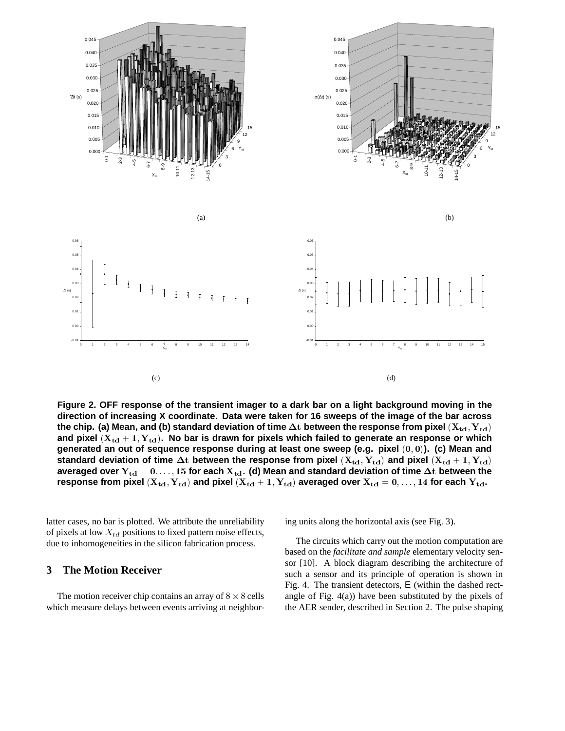(a)

(b)

(c)

(d)

**Figure 2. OFF response of the transient imager to a dark bar on a light background moving in the direction of increasing X coordinate. Data were taken for 16 sweeps of the image of the bar across the chip. (a) Mean, and (b) standard deviation of time $\Delta t$ between the response from pixel $(X_{td}, Y_{td})$ and pixel $(X_{td}+1, Y_{td})$. No bar is drawn for pixels which failed to generate an response or which generated an out of sequence response during at least one sweep (e.g. pixel $(0, 0)$). (c) Mean and standard deviation of time $\Delta t$ between the response from pixel $(X_{td}, Y_{td})$ and pixel $(X_{td}+1, Y_{td})$ averaged over $Y_{td} = 0, \ldots, 15$ for each $X_{td}$. (d) Mean and standard deviation of time $\Delta t$ between the response from pixel $(X_{td}, Y_{td})$ and pixel $(X_{td}+1, Y_{td})$ averaged over $X_{td} = 0, \ldots, 14$ for each $Y_{td}$.**

latter cases, no bar is plotted. We attribute the unreliability of pixels at low $X_{td}$ positions to fixed pattern noise effects, due to inhomogeneities in the silicon fabrication process.

## 3 The Motion Receiver

The motion receiver chip contains an array of $8 \times 8$ cells which measure delays between events arriving at neighboring units along the horizontal axis (see Fig. 3).

The circuits which carry out the motion computation are based on the *facilitate and sample* elementary velocity sensor [10]. A block diagram describing the architecture of such a sensor and its principle of operation is shown in Fig. 4. The transient detectors, E (within the dashed rectangle of Fig. 4(a)) have been substituted by the pixels of the AER sender, described in Section 2. The pulse shaping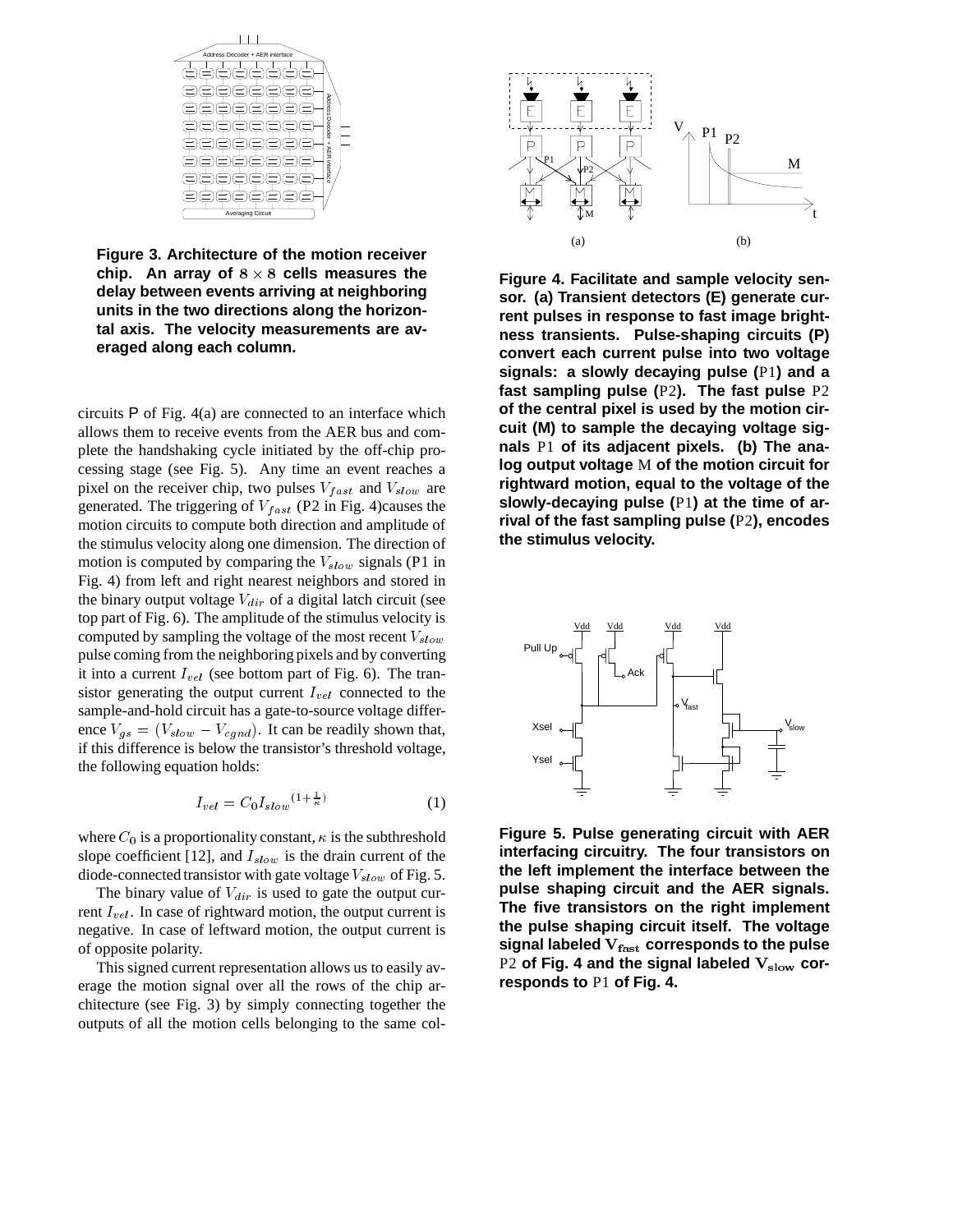Figure 3. Architecture of the motion receiver chip. An array of $8 \times 8$ cells measures the delay between events arriving at neighboring units in the two directions along the horizontal axis. The velocity measurements are averaged along each column.

circuits P of Fig. 4(a) are connected to an interface which allows them to receive events from the AER bus and complete the handshaking cycle initiated by the off-chip processing stage (see Fig. 5). Any time an event reaches a pixel on the receiver chip, two pulses $V_{fast}$ and $V_{slow}$ are generated. The triggering of $V_{fast}$ (P2 in Fig. 4)causes the motion circuits to compute both direction and amplitude of the stimulus velocity along one dimension. The direction of motion is computed by comparing the $V_{slow}$ signals (P1 in Fig. 4) from left and right nearest neighbors and stored in the binary output voltage $V_{dir}$ of a digital latch circuit (see top part of Fig. 6). The amplitude of the stimulus velocity is computed by sampling the voltage of the most recent $V_{slow}$ pulse coming from the neighboring pixels and by converting it into a current $I_{vel}$ (see bottom part of Fig. 6). The transistor generating the output current $I_{vel}$ connected to the sample-and-hold circuit has a gate-to-source voltage difference $V_{gs} = (V_{slow} - V_{cgnd})$. It can be readily shown that, if this difference is below the transistor's threshold voltage, the following equation holds:

$$I_{vel} = C_0 I_{slow}{}^{(1+\frac{1}{\kappa})} \tag{1}$$

where $C_0$ is a proportionality constant, $\kappa$ is the subthreshold slope coefficient [12], and $I_{slow}$ is the drain current of the diode-connected transistor with gate voltage $V_{slow}$ of Fig. 5.

The binary value of $V_{dir}$ is used to gate the output current $I_{vel}$. In case of rightward motion, the output current is negative. In case of leftward motion, the output current is of opposite polarity.

This signed current representation allows us to easily average the motion signal over all the rows of the chip architecture (see Fig. 3) by simply connecting together the outputs of all the motion cells belonging to the same col-

Figure 4. Facilitate and sample velocity sensor. (a) Transient detectors (E) generate current pulses in response to fast image brightness transients. Pulse-shaping circuits (P) convert each current pulse into two voltage signals: a slowly decaying pulse (P1) and a fast sampling pulse (P2). The fast pulse P2 of the central pixel is used by the motion circuit (M) to sample the decaying voltage signals P1 of its adjacent pixels. (b) The analog output voltage M of the motion circuit for rightward motion, equal to the voltage of the slowly-decaying pulse (P1) at the time of arrival of the fast sampling pulse (P2), encodes the stimulus velocity.

Figure 5. Pulse generating circuit with AER interfacing circuitry. The four transistors on the left implement the interface between the pulse shaping circuit and the AER signals. The five transistors on the right implement the pulse shaping circuit itself. The voltage signal labeled $V_{fast}$ corresponds to the pulse P2 of Fig. 4 and the signal labeled $V_{slow}$ corresponds to P1 of Fig. 4.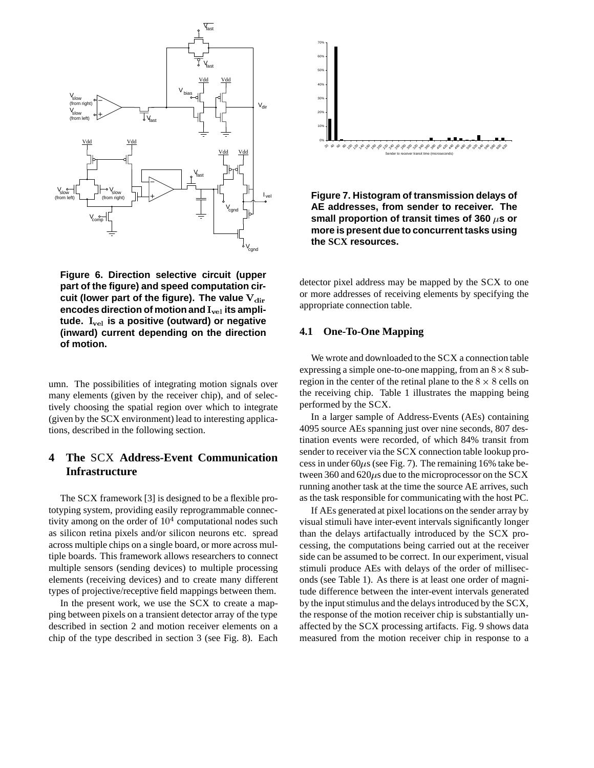**Figure 6. Direction selective circuit (upper part of the figure) and speed computation circuit (lower part of the figure). The value $V_{dir}$ encodes direction of motion and $I_{vel}$ its amplitude. $I_{vel}$ is a positive (outward) or negative (inward) current depending on the direction of motion.**

umn. The possibilities of integrating motion signals over many elements (given by the receiver chip), and of selectively choosing the spatial region over which to integrate (given by the SCX environment) lead to interesting applications, described in the following section.

## 4 The SCX Address-Event Communication Infrastructure

The SCX framework [3] is designed to be a flexible prototyping system, providing easily reprogrammable connectivity among on the order of $10^4$ computational nodes such as silicon retina pixels and/or silicon neurons etc. spread across multiple chips on a single board, or more across multiple boards. This framework allows researchers to connect multiple sensors (sending devices) to multiple processing elements (receiving devices) and to create many different types of projective/receptive field mappings between them.

In the present work, we use the SCX to create a mapping between pixels on a transient detector array of the type described in section 2 and motion receiver elements on a chip of the type described in section 3 (see Fig. 8). Each

**Figure 7. Histogram of transmission delays of AE addresses, from sender to receiver. The small proportion of transit times of 360 $\mu$s or more is present due to concurrent tasks using the SCX resources.**

detector pixel address may be mapped by the SCX to one or more addresses of receiving elements by specifying the appropriate connection table.

### 4.1 One-To-One Mapping

We wrote and downloaded to the SCX a connection table expressing a simple one-to-one mapping, from an $8 \times 8$ subregion in the center of the retinal plane to the $8 \times 8$ cells on the receiving chip. Table 1 illustrates the mapping being performed by the SCX.

In a larger sample of Address-Events (AEs) containing 4095 source AEs spanning just over nine seconds, 807 destination events were recorded, of which 84% transit from sender to receiver via the SCX connection table lookup process in under 60$\mu$s (see Fig. 7). The remaining 16% take between 360 and 620$\mu$s due to the microprocessor on the SCX running another task at the time the source AE arrives, such as the task responsible for communicating with the host PC.

If AEs generated at pixel locations on the sender array by visual stimuli have inter-event intervals significantly longer than the delays artifactually introduced by the SCX processing, the computations being carried out at the receiver side can be assumed to be correct. In our experiment, visual stimuli produce AEs with delays of the order of milliseconds (see Table 1). As there is at least one order of magnitude difference between the inter-event intervals generated by the input stimulus and the delays introduced by the SCX, the response of the motion receiver chip is substantially unaffected by the SCX processing artifacts. Fig. 9 shows data measured from the motion receiver chip in response to a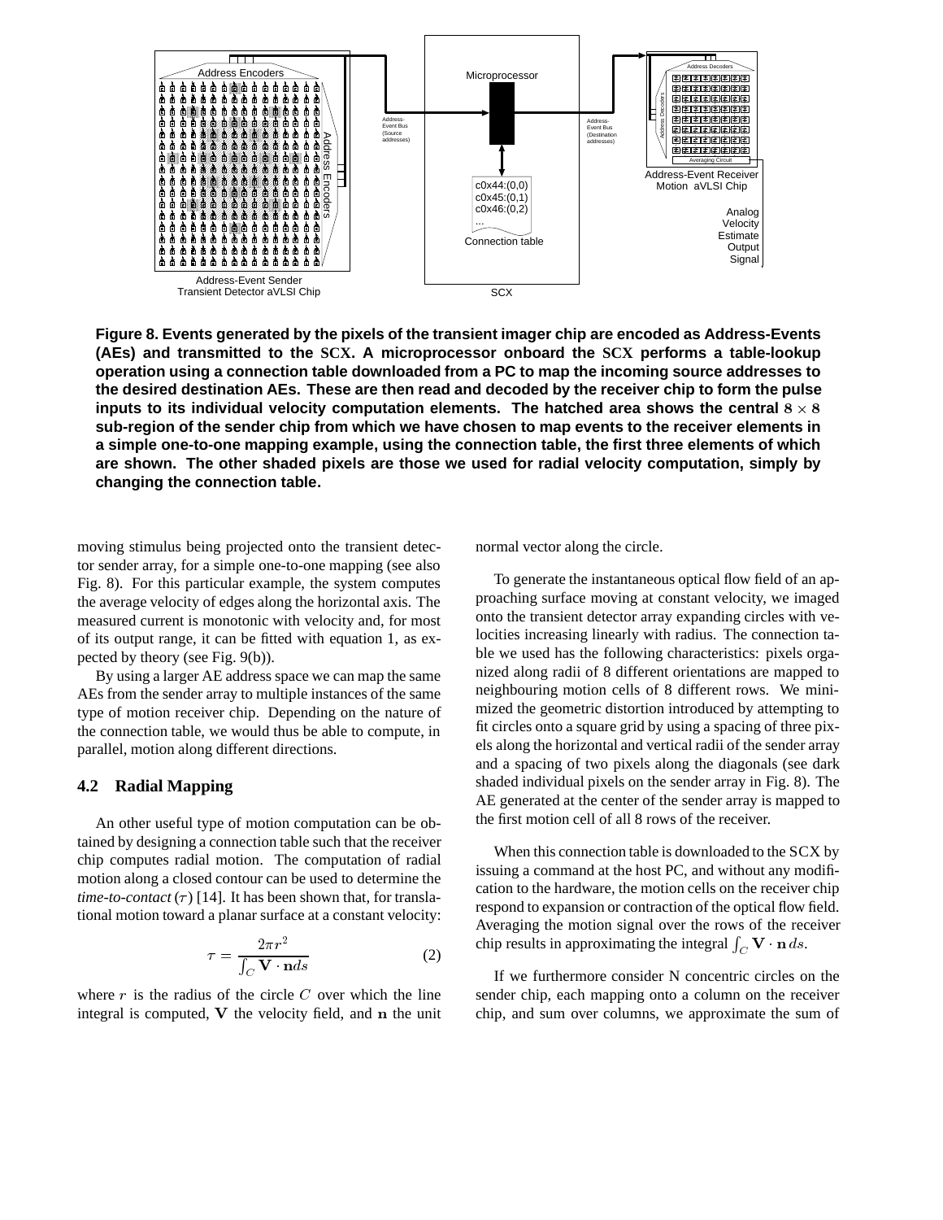**Figure 8. Events generated by the pixels of the transient imager chip are encoded as Address-Events (AEs) and transmitted to the SCX. A microprocessor onboard the SCX performs a table-lookup operation using a connection table downloaded from a PC to map the incoming source addresses to the desired destination AEs. These are then read and decoded by the receiver chip to form the pulse inputs to its individual velocity computation elements. The hatched area shows the central $8 \times 8$ sub-region of the sender chip from which we have chosen to map events to the receiver elements in a simple one-to-one mapping example, using the connection table, the first three elements of which are shown. The other shaded pixels are those we used for radial velocity computation, simply by changing the connection table.**

moving stimulus being projected onto the transient detector sender array, for a simple one-to-one mapping (see also Fig. 8). For this particular example, the system computes the average velocity of edges along the horizontal axis. The measured current is monotonic with velocity and, for most of its output range, it can be fitted with equation 1, as expected by theory (see Fig. 9(b)).

By using a larger AE address space we can map the same AEs from the sender array to multiple instances of the same type of motion receiver chip. Depending on the nature of the connection table, we would thus be able to compute, in parallel, motion along different directions.

### 4.2 Radial Mapping

An other useful type of motion computation can be obtained by designing a connection table such that the receiver chip computes radial motion. The computation of radial motion along a closed contour can be used to determine the *time-to-contact* ($\tau$) [14]. It has been shown that, for translational motion toward a planar surface at a constant velocity:

$$\tau = \frac{2\pi r^2}{\int_C \mathbf{V} \cdot \mathbf{n} ds} \tag{2}$$

where $r$ is the radius of the circle $C$ over which the line integral is computed, $\mathbf{V}$ the velocity field, and $\mathbf{n}$ the unit normal vector along the circle.

To generate the instantaneous optical flow field of an approaching surface moving at constant velocity, we imaged onto the transient detector array expanding circles with velocities increasing linearly with radius. The connection table we used has the following characteristics: pixels organized along radii of 8 different orientations are mapped to neighbouring motion cells of 8 different rows. We minimized the geometric distortion introduced by attempting to fit circles onto a square grid by using a spacing of three pixels along the horizontal and vertical radii of the sender array and a spacing of two pixels along the diagonals (see dark shaded individual pixels on the sender array in Fig. 8). The AE generated at the center of the sender array is mapped to the first motion cell of all 8 rows of the receiver.

When this connection table is downloaded to the SCX by issuing a command at the host PC, and without any modification to the hardware, the motion cells on the receiver chip respond to expansion or contraction of the optical flow field. Averaging the motion signal over the rows of the receiver chip results in approximating the integral $\int_C \mathbf{V} \cdot \mathbf{n} \, ds$.

If we furthermore consider N concentric circles on the sender chip, each mapping onto a column on the receiver chip, and sum over columns, we approximate the sum of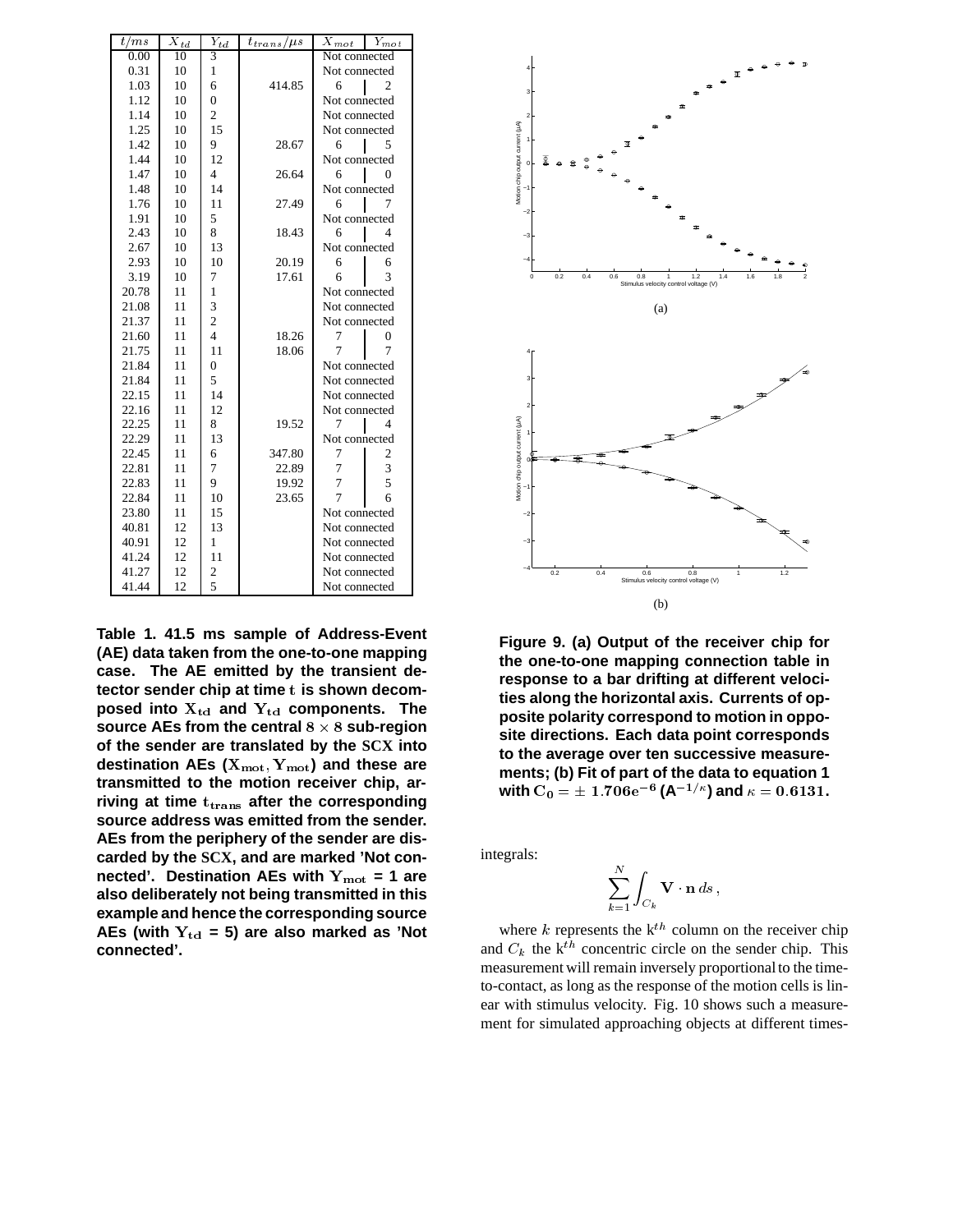| $t/ms$ | $X_{td}$ | $Y_{td}$ | $t_{trans}/\mu s$ | $X_{mot}$ | $Y_{mot}$ |
|---|---|---|---|---|---|
| 0.00 | 10 | 3 | | Not connected | |
| 0.31 | 10 | 1 | | Not connected | |
| 1.03 | 10 | 6 | 414.85 | 6 | 2 |
| 1.12 | 10 | 0 | | Not connected | |
| 1.14 | 10 | 2 | | Not connected | |
| 1.25 | 10 | 15 | | Not connected | |
| 1.42 | 10 | 9 | 28.67 | 6 | 5 |
| 1.44 | 10 | 12 | | Not connected | |
| 1.47 | 10 | 4 | 26.64 | 6 | 0 |
| 1.48 | 10 | 14 | | Not connected | |
| 1.76 | 10 | 11 | 27.49 | 6 | 7 |
| 1.91 | 10 | 5 | | Not connected | |
| 2.43 | 10 | 8 | 18.43 | 6 | 4 |
| 2.67 | 10 | 13 | | Not connected | |
| 2.93 | 10 | 10 | 20.19 | 6 | 6 |
| 3.19 | 10 | 7 | 17.61 | 6 | 3 |
| 20.78 | 11 | 1 | | Not connected | |
| 21.08 | 11 | 3 | | Not connected | |
| 21.37 | 11 | 2 | | Not connected | |
| 21.60 | 11 | 4 | 18.26 | 7 | 0 |
| 21.75 | 11 | 11 | 18.06 | 7 | 7 |
| 21.84 | 11 | 0 | | Not connected | |
| 21.84 | 11 | 5 | | Not connected | |
| 22.15 | 11 | 14 | | Not connected | |
| 22.16 | 11 | 12 | | Not connected | |
| 22.25 | 11 | 8 | 19.52 | 7 | 4 |
| 22.29 | 11 | 13 | | Not connected | |
| 22.45 | 11 | 6 | 347.80 | 7 | 2 |
| 22.81 | 11 | 7 | 22.89 | 7 | 3 |
| 22.83 | 11 | 9 | 19.92 | 7 | 5 |
| 22.84 | 11 | 10 | 23.65 | 7 | 6 |
| 23.80 | 11 | 15 | | Not connected | |
| 40.81 | 12 | 13 | | Not connected | |
| 40.91 | 12 | 1 | | Not connected | |
| 41.24 | 12 | 11 | | Not connected | |
| 41.27 | 12 | 2 | | Not connected | |
| 41.44 | 12 | 5 | | Not connected | |

**Table 1. 41.5 ms sample of Address-Event (AE) data taken from the one-to-one mapping case. The AE emitted by the transient detector sender chip at time $t$ is shown decomposed into $X_{td}$ and $Y_{td}$ components. The source AEs from the central $8 \times 8$ sub-region of the sender are translated by the SCX into destination AEs ($X_{mot}, Y_{mot}$) and these are transmitted to the motion receiver chip, arriving at time $t_{trans}$ after the corresponding source address was emitted from the sender. AEs from the periphery of the sender are discarded by the SCX, and are marked 'Not connected'. Destination AEs with $Y_{mot}$ = 1 are also deliberately not being transmitted in this example and hence the corresponding source AEs (with $Y_{td}$ = 5) are also marked as 'Not connected'.**

(a)

(b)

**Figure 9. (a) Output of the receiver chip for the one-to-one mapping connection table in response to a bar drifting at different velocities along the horizontal axis. Currents of opposite polarity correspond to motion in opposite directions. Each data point corresponds to the average over ten successive measurements; (b) Fit of part of the data to equation 1 with $C_0 = \pm\, 1.706e^{-6}$ (A$^{-1/\kappa}$) and $\kappa = 0.6131$.**

integrals:

$$\sum_{k=1}^{N} \int_{C_k} \mathbf{V} \cdot \mathbf{n} \, ds \, ,$$

where $k$ represents the k$^{th}$ column on the receiver chip and $C_k$ the k$^{th}$ concentric circle on the sender chip. This measurement will remain inversely proportional to the time-to-contact, as long as the response of the motion cells is linear with stimulus velocity. Fig. 10 shows such a measurement for simulated approaching objects at different times-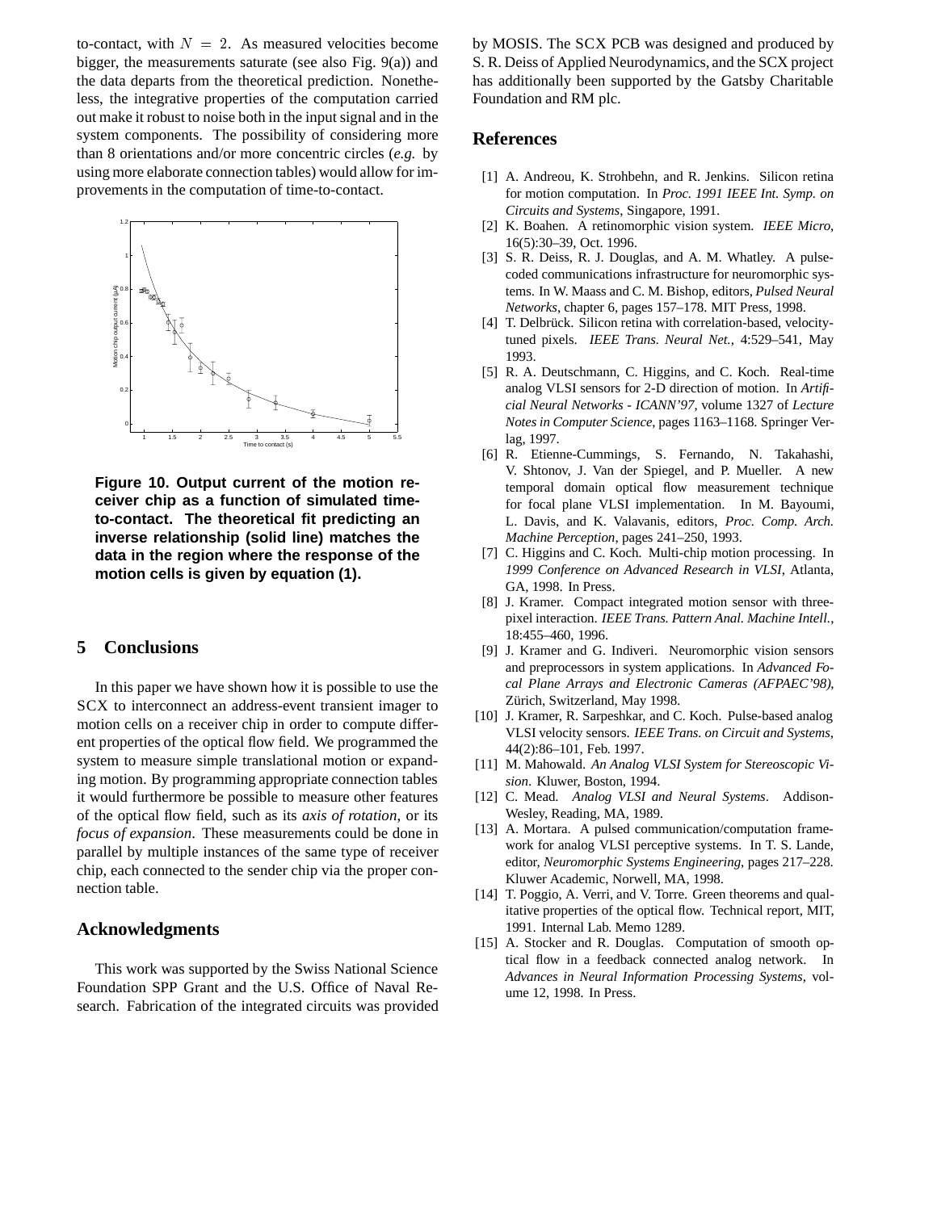to-contact, with $N = 2$. As measured velocities become bigger, the measurements saturate (see also Fig. 9(a)) and the data departs from the theoretical prediction. Nonetheless, the integrative properties of the computation carried out make it robust to noise both in the input signal and in the system components. The possibility of considering more than 8 orientations and/or more concentric circles (*e.g.* by using more elaborate connection tables) would allow for improvements in the computation of time-to-contact.

Motion chip output current (µA)

1.2
1
0.8
0.6
0.4
0.2
0

1 1.5 2 2.5 3 3.5 4 4.5 5 5.5

Time to contact (s)

**Figure 10. Output current of the motion receiver chip as a function of simulated time-to-contact. The theoretical fit predicting an inverse relationship (solid line) matches the data in the region where the response of the motion cells is given by equation (1).**

## 5 Conclusions

In this paper we have shown how it is possible to use the SCX to interconnect an address-event transient imager to motion cells on a receiver chip in order to compute different properties of the optical flow field. We programmed the system to measure simple translational motion or expanding motion. By programming appropriate connection tables it would furthermore be possible to measure other features of the optical flow field, such as its *axis of rotation*, or its *focus of expansion*. These measurements could be done in parallel by multiple instances of the same type of receiver chip, each connected to the sender chip via the proper connection table.

## Acknowledgments

This work was supported by the Swiss National Science Foundation SPP Grant and the U.S. Office of Naval Research. Fabrication of the integrated circuits was provided by MOSIS. The SCX PCB was designed and produced by S. R. Deiss of Applied Neurodynamics, and the SCX project has additionally been supported by the Gatsby Charitable Foundation and RM plc.

## References

[1] A. Andreou, K. Strohbehn, and R. Jenkins. Silicon retina for motion computation. In *Proc. 1991 IEEE Int. Symp. on Circuits and Systems*, Singapore, 1991.

[2] K. Boahen. A retinomorphic vision system. *IEEE Micro*, 16(5):30–39, Oct. 1996.

[3] S. R. Deiss, R. J. Douglas, and A. M. Whatley. A pulse-coded communications infrastructure for neuromorphic systems. In W. Maass and C. M. Bishop, editors, *Pulsed Neural Networks*, chapter 6, pages 157–178. MIT Press, 1998.

[4] T. Delbrück. Silicon retina with correlation-based, velocity-tuned pixels. *IEEE Trans. Neural Net.*, 4:529–541, May 1993.

[5] R. A. Deutschmann, C. Higgins, and C. Koch. Real-time analog VLSI sensors for 2-D direction of motion. In *Artificial Neural Networks - ICANN'97*, volume 1327 of *Lecture Notes in Computer Science*, pages 1163–1168. Springer Verlag, 1997.

[6] R. Etienne-Cummings, S. Fernando, N. Takahashi, V. Shtonov, J. Van der Spiegel, and P. Mueller. A new temporal domain optical flow measurement technique for focal plane VLSI implementation. In M. Bayoumi, L. Davis, and K. Valavanis, editors, *Proc. Comp. Arch. Machine Perception*, pages 241–250, 1993.

[7] C. Higgins and C. Koch. Multi-chip motion processing. In *1999 Conference on Advanced Research in VLSI*, Atlanta, GA, 1998. In Press.

[8] J. Kramer. Compact integrated motion sensor with three-pixel interaction. *IEEE Trans. Pattern Anal. Machine Intell.*, 18:455–460, 1996.

[9] J. Kramer and G. Indiveri. Neuromorphic vision sensors and preprocessors in system applications. In *Advanced Focal Plane Arrays and Electronic Cameras (AFPAEC'98)*, Zürich, Switzerland, May 1998.

[10] J. Kramer, R. Sarpeshkar, and C. Koch. Pulse-based analog VLSI velocity sensors. *IEEE Trans. on Circuit and Systems*, 44(2):86–101, Feb. 1997.

[11] M. Mahowald. *An Analog VLSI System for Stereoscopic Vision*. Kluwer, Boston, 1994.

[12] C. Mead. *Analog VLSI and Neural Systems*. Addison-Wesley, Reading, MA, 1989.

[13] A. Mortara. A pulsed communication/computation framework for analog VLSI perceptive systems. In T. S. Lande, editor, *Neuromorphic Systems Engineering*, pages 217–228. Kluwer Academic, Norwell, MA, 1998.

[14] T. Poggio, A. Verri, and V. Torre. Green theorems and qualitative properties of the optical flow. Technical report, MIT, 1991. Internal Lab. Memo 1289.

[15] A. Stocker and R. Douglas. Computation of smooth optical flow in a feedback connected analog network. In *Advances in Neural Information Processing Systems*, volume 12, 1998. In Press.